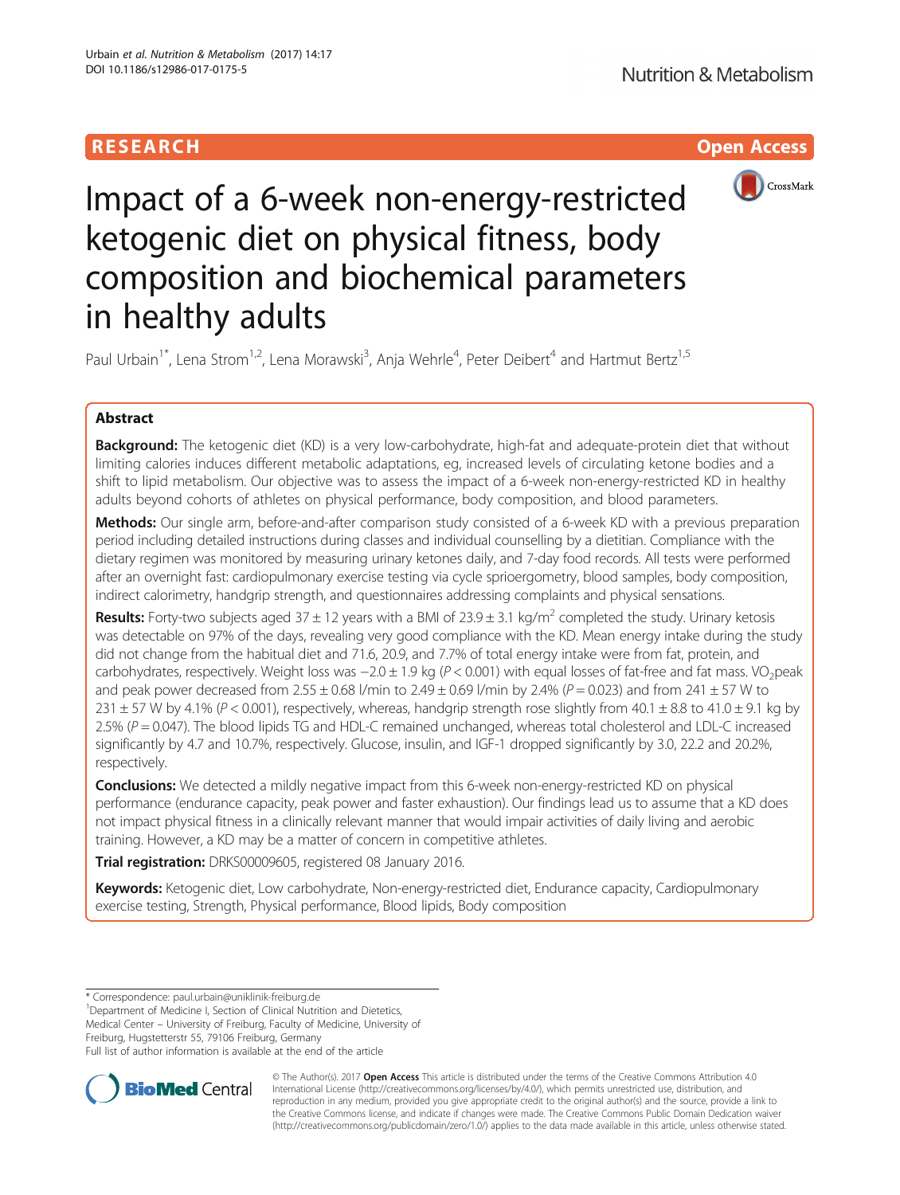RESEARCH | Open Access

# Impact of a 6-week non-energy-restricted ketogenic diet on physical fitness, body composition and biochemical parameters in healthy adults

Paul Urbain[1*], Lena Strom[1,2], Lena Morawski[3], Anja Wehrle[4], Peter Deibert[4] and Hartmut Bertz[1,5]

## Abstract

**Background:** The ketogenic diet (KD) is a very low-carbohydrate, high-fat and adequate-protein diet that without limiting calories induces different metabolic adaptations, eg, increased levels of circulating ketone bodies and a shift to lipid metabolism. Our objective was to assess the impact of a 6-week non-energy-restricted KD in healthy adults beyond cohorts of athletes on physical performance, body composition, and blood parameters.

**Methods:** Our single arm, before-and-after comparison study consisted of a 6-week KD with a previous preparation period including detailed instructions during classes and individual counselling by a dietitian. Compliance with the dietary regimen was monitored by measuring urinary ketones daily, and 7-day food records. All tests were performed after an overnight fast: cardiopulmonary exercise testing via cycle sprioergometry, blood samples, body composition, indirect calorimetry, handgrip strength, and questionnaires addressing complaints and physical sensations.

**Results:** Forty-two subjects aged 37 ± 12 years with a BMI of 23.9 ± 3.1 kg/m$^2$ completed the study. Urinary ketosis was detectable on 97% of the days, revealing very good compliance with the KD. Mean energy intake during the study did not change from the habitual diet and 71.6, 20.9, and 7.7% of total energy intake were from fat, protein, and carbohydrates, respectively. Weight loss was −2.0 ± 1.9 kg ($P < 0.001$) with equal losses of fat-free and fat mass. $VO_2$peak and peak power decreased from 2.55 ± 0.68 l/min to 2.49 ± 0.69 l/min by 2.4% ($P = 0.023$) and from 241 ± 57 W to 231 ± 57 W by 4.1% ($P < 0.001$), respectively, whereas, handgrip strength rose slightly from 40.1 ± 8.8 to 41.0 ± 9.1 kg by 2.5% ($P = 0.047$). The blood lipids TG and HDL-C remained unchanged, whereas total cholesterol and LDL-C increased significantly by 4.7 and 10.7%, respectively. Glucose, insulin, and IGF-1 dropped significantly by 3.0, 22.2 and 20.2%, respectively.

**Conclusions:** We detected a mildly negative impact from this 6-week non-energy-restricted KD on physical performance (endurance capacity, peak power and faster exhaustion). Our findings lead us to assume that a KD does not impact physical fitness in a clinically relevant manner that would impair activities of daily living and aerobic training. However, a KD may be a matter of concern in competitive athletes.

**Trial registration:** DRKS00009605, registered 08 January 2016.

**Keywords:** Ketogenic diet, Low carbohydrate, Non-energy-restricted diet, Endurance capacity, Cardiopulmonary exercise testing, Strength, Physical performance, Blood lipids, Body composition

---

\* Correspondence: paul.urbain@uniklinik-freiburg.de
[1]Department of Medicine I, Section of Clinical Nutrition and Dietetics, Medical Center – University of Freiburg, Faculty of Medicine, University of Freiburg, Hugstetterstr 55, 79106 Freiburg, Germany
Full list of author information is available at the end of the article

© The Author(s). 2017 **Open Access** This article is distributed under the terms of the Creative Commons Attribution 4.0 International License (http://creativecommons.org/licenses/by/4.0/), which permits unrestricted use, distribution, and reproduction in any medium, provided you give appropriate credit to the original author(s) and the source, provide a link to the Creative Commons license, and indicate if changes were made. The Creative Commons Public Domain Dedication waiver (http://creativecommons.org/publicdomain/zero/1.0/) applies to the data made available in this article, unless otherwise stated.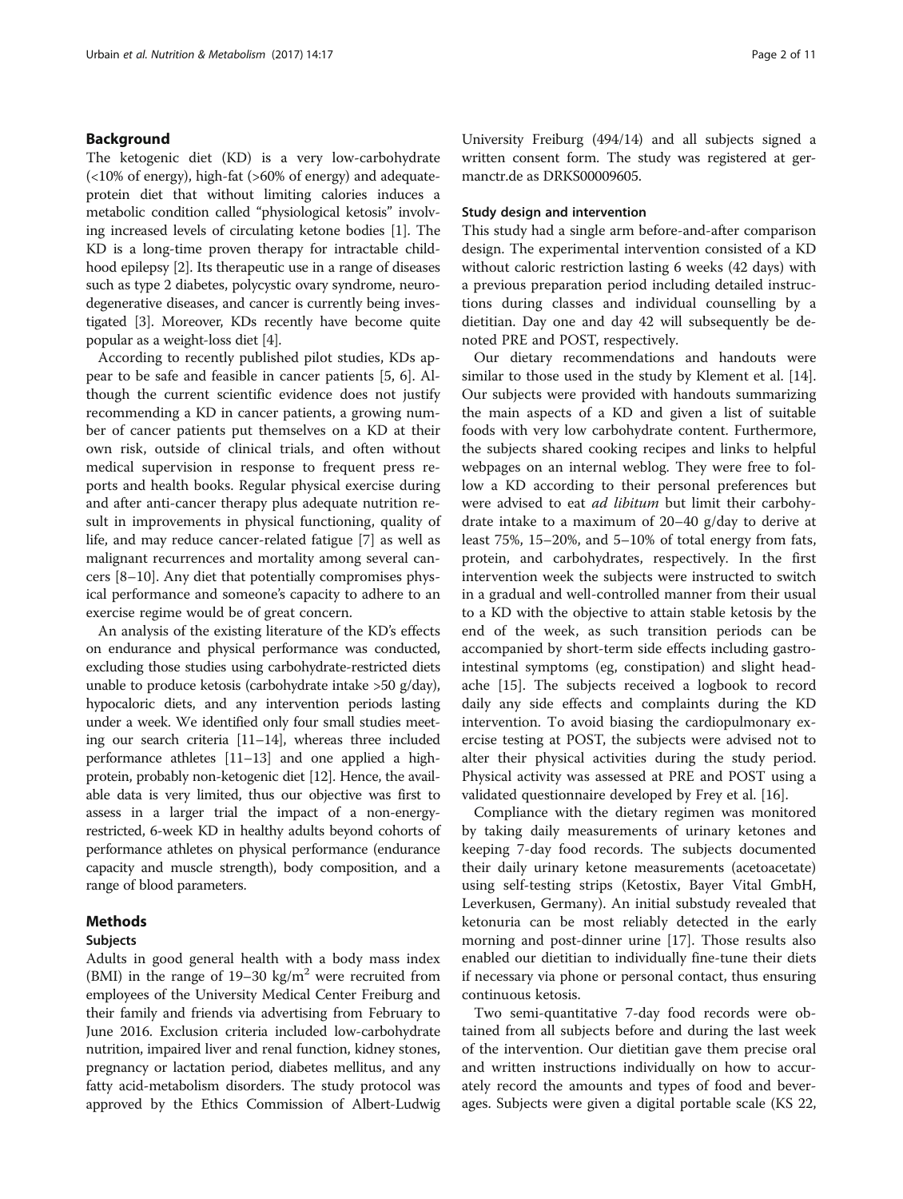## Background

The ketogenic diet (KD) is a very low-carbohydrate (<10% of energy), high-fat (>60% of energy) and adequate-protein diet that without limiting calories induces a metabolic condition called "physiological ketosis" involving increased levels of circulating ketone bodies [1]. The KD is a long-time proven therapy for intractable childhood epilepsy [2]. Its therapeutic use in a range of diseases such as type 2 diabetes, polycystic ovary syndrome, neurodegenerative diseases, and cancer is currently being investigated [3]. Moreover, KDs recently have become quite popular as a weight-loss diet [4].

According to recently published pilot studies, KDs appear to be safe and feasible in cancer patients [5, 6]. Although the current scientific evidence does not justify recommending a KD in cancer patients, a growing number of cancer patients put themselves on a KD at their own risk, outside of clinical trials, and often without medical supervision in response to frequent press reports and health books. Regular physical exercise during and after anti-cancer therapy plus adequate nutrition result in improvements in physical functioning, quality of life, and may reduce cancer-related fatigue [7] as well as malignant recurrences and mortality among several cancers [8–10]. Any diet that potentially compromises physical performance and someone's capacity to adhere to an exercise regime would be of great concern.

An analysis of the existing literature of the KD's effects on endurance and physical performance was conducted, excluding those studies using carbohydrate-restricted diets unable to produce ketosis (carbohydrate intake >50 g/day), hypocaloric diets, and any intervention periods lasting under a week. We identified only four small studies meeting our search criteria [11–14], whereas three included performance athletes [11–13] and one applied a high-protein, probably non-ketogenic diet [12]. Hence, the available data is very limited, thus our objective was first to assess in a larger trial the impact of a non-energy-restricted, 6-week KD in healthy adults beyond cohorts of performance athletes on physical performance (endurance capacity and muscle strength), body composition, and a range of blood parameters.

## Methods

### Subjects

Adults in good general health with a body mass index (BMI) in the range of 19–30 kg/m$^2$ were recruited from employees of the University Medical Center Freiburg and their family and friends via advertising from February to June 2016. Exclusion criteria included low-carbohydrate nutrition, impaired liver and renal function, kidney stones, pregnancy or lactation period, diabetes mellitus, and any fatty acid-metabolism disorders. The study protocol was approved by the Ethics Commission of Albert-Ludwig University Freiburg (494/14) and all subjects signed a written consent form. The study was registered at germanctr.de as DRKS00009605.

### Study design and intervention

This study had a single arm before-and-after comparison design. The experimental intervention consisted of a KD without caloric restriction lasting 6 weeks (42 days) with a previous preparation period including detailed instructions during classes and individual counselling by a dietitian. Day one and day 42 will subsequently be denoted PRE and POST, respectively.

Our dietary recommendations and handouts were similar to those used in the study by Klement et al. [14]. Our subjects were provided with handouts summarizing the main aspects of a KD and given a list of suitable foods with very low carbohydrate content. Furthermore, the subjects shared cooking recipes and links to helpful webpages on an internal weblog. They were free to follow a KD according to their personal preferences but were advised to eat *ad libitum* but limit their carbohydrate intake to a maximum of 20–40 g/day to derive at least 75%, 15–20%, and 5–10% of total energy from fats, protein, and carbohydrates, respectively. In the first intervention week the subjects were instructed to switch in a gradual and well-controlled manner from their usual to a KD with the objective to attain stable ketosis by the end of the week, as such transition periods can be accompanied by short-term side effects including gastrointestinal symptoms (eg, constipation) and slight headache [15]. The subjects received a logbook to record daily any side effects and complaints during the KD intervention. To avoid biasing the cardiopulmonary exercise testing at POST, the subjects were advised not to alter their physical activities during the study period. Physical activity was assessed at PRE and POST using a validated questionnaire developed by Frey et al. [16].

Compliance with the dietary regimen was monitored by taking daily measurements of urinary ketones and keeping 7-day food records. The subjects documented their daily urinary ketone measurements (acetoacetate) using self-testing strips (Ketostix, Bayer Vital GmbH, Leverkusen, Germany). An initial substudy revealed that ketonuria can be most reliably detected in the early morning and post-dinner urine [17]. Those results also enabled our dietitian to individually fine-tune their diets if necessary via phone or personal contact, thus ensuring continuous ketosis.

Two semi-quantitative 7-day food records were obtained from all subjects before and during the last week of the intervention. Our dietitian gave them precise oral and written instructions individually on how to accurately record the amounts and types of food and beverages. Subjects were given a digital portable scale (KS 22,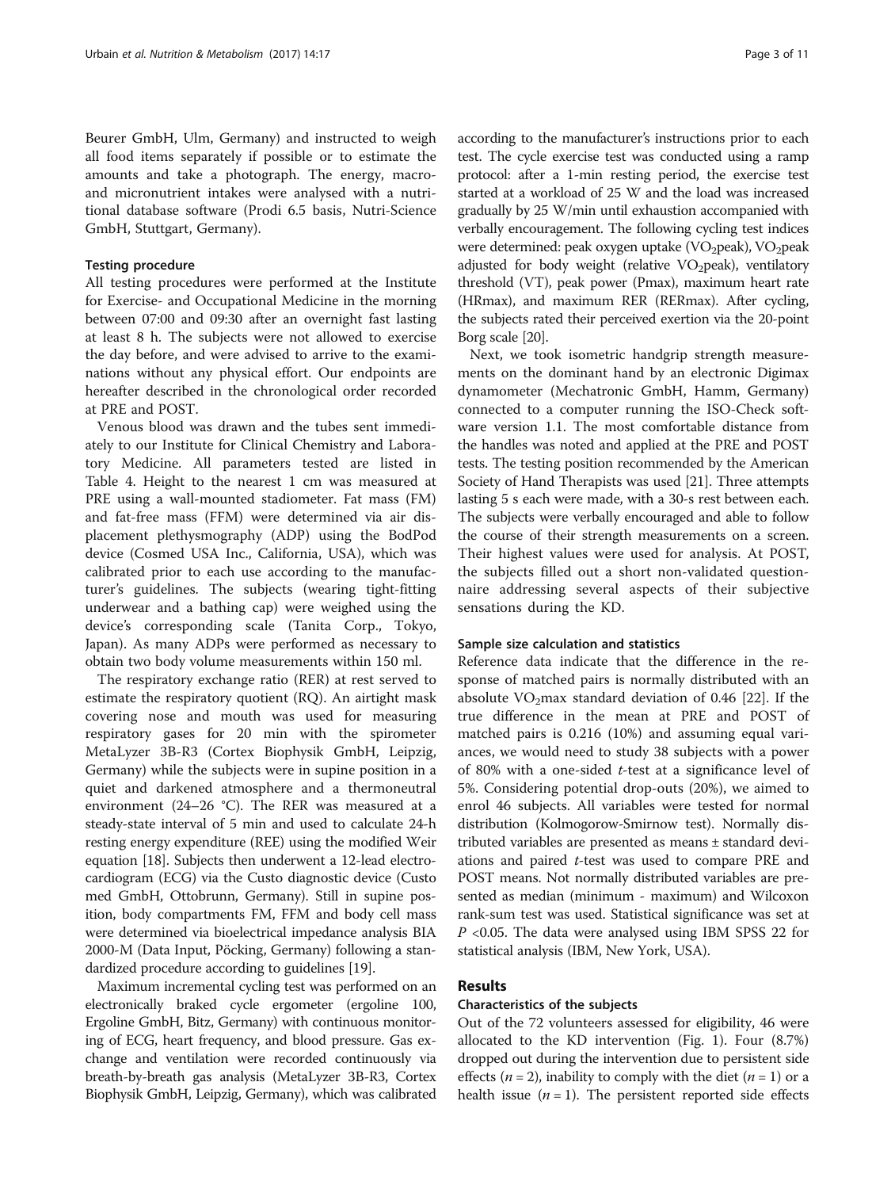Beurer GmbH, Ulm, Germany) and instructed to weigh all food items separately if possible or to estimate the amounts and take a photograph. The energy, macro- and micronutrient intakes were analysed with a nutritional database software (Prodi 6.5 basis, Nutri-Science GmbH, Stuttgart, Germany).

### Testing procedure

All testing procedures were performed at the Institute for Exercise- and Occupational Medicine in the morning between 07:00 and 09:30 after an overnight fast lasting at least 8 h. The subjects were not allowed to exercise the day before, and were advised to arrive to the examinations without any physical effort. Our endpoints are hereafter described in the chronological order recorded at PRE and POST.

Venous blood was drawn and the tubes sent immediately to our Institute for Clinical Chemistry and Laboratory Medicine. All parameters tested are listed in Table 4. Height to the nearest 1 cm was measured at PRE using a wall-mounted stadiometer. Fat mass (FM) and fat-free mass (FFM) were determined via air displacement plethysmography (ADP) using the BodPod device (Cosmed USA Inc., California, USA), which was calibrated prior to each use according to the manufacturer's guidelines. The subjects (wearing tight-fitting underwear and a bathing cap) were weighed using the device's corresponding scale (Tanita Corp., Tokyo, Japan). As many ADPs were performed as necessary to obtain two body volume measurements within 150 ml.

The respiratory exchange ratio (RER) at rest served to estimate the respiratory quotient (RQ). An airtight mask covering nose and mouth was used for measuring respiratory gases for 20 min with the spirometer MetaLyzer 3B-R3 (Cortex Biophysik GmbH, Leipzig, Germany) while the subjects were in supine position in a quiet and darkened atmosphere and a thermoneutral environment (24–26 °C). The RER was measured at a steady-state interval of 5 min and used to calculate 24-h resting energy expenditure (REE) using the modified Weir equation [18]. Subjects then underwent a 12-lead electrocardiogram (ECG) via the Custo diagnostic device (Custo med GmbH, Ottobrunn, Germany). Still in supine position, body compartments FM, FFM and body cell mass were determined via bioelectrical impedance analysis BIA 2000-M (Data Input, Pöcking, Germany) following a standardized procedure according to guidelines [19].

Maximum incremental cycling test was performed on an electronically braked cycle ergometer (ergoline 100, Ergoline GmbH, Bitz, Germany) with continuous monitoring of ECG, heart frequency, and blood pressure. Gas exchange and ventilation were recorded continuously via breath-by-breath gas analysis (MetaLyzer 3B-R3, Cortex Biophysik GmbH, Leipzig, Germany), which was calibrated according to the manufacturer's instructions prior to each test. The cycle exercise test was conducted using a ramp protocol: after a 1-min resting period, the exercise test started at a workload of 25 W and the load was increased gradually by 25 W/min until exhaustion accompanied with verbally encouragement. The following cycling test indices were determined: peak oxygen uptake ($VO_2$peak), $VO_2$peak adjusted for body weight (relative $VO_2$peak), ventilatory threshold (VT), peak power (Pmax), maximum heart rate (HRmax), and maximum RER (RERmax). After cycling, the subjects rated their perceived exertion via the 20-point Borg scale [20].

Next, we took isometric handgrip strength measurements on the dominant hand by an electronic Digimax dynamometer (Mechatronic GmbH, Hamm, Germany) connected to a computer running the ISO-Check software version 1.1. The most comfortable distance from the handles was noted and applied at the PRE and POST tests. The testing position recommended by the American Society of Hand Therapists was used [21]. Three attempts lasting 5 s each were made, with a 30-s rest between each. The subjects were verbally encouraged and able to follow the course of their strength measurements on a screen. Their highest values were used for analysis. At POST, the subjects filled out a short non-validated questionnaire addressing several aspects of their subjective sensations during the KD.

### Sample size calculation and statistics

Reference data indicate that the difference in the response of matched pairs is normally distributed with an absolute $VO_2$max standard deviation of 0.46 [22]. If the true difference in the mean at PRE and POST of matched pairs is 0.216 (10%) and assuming equal variances, we would need to study 38 subjects with a power of 80% with a one-sided *t*-test at a significance level of 5%. Considering potential drop-outs (20%), we aimed to enrol 46 subjects. All variables were tested for normal distribution (Kolmogorow-Smirnow test). Normally distributed variables are presented as means ± standard deviations and paired *t*-test was used to compare PRE and POST means. Not normally distributed variables are presented as median (minimum - maximum) and Wilcoxon rank-sum test was used. Statistical significance was set at $P < 0.05$. The data were analysed using IBM SPSS 22 for statistical analysis (IBM, New York, USA).

## Results

### Characteristics of the subjects

Out of the 72 volunteers assessed for eligibility, 46 were allocated to the KD intervention (Fig. 1). Four (8.7%) dropped out during the intervention due to persistent side effects ($n = 2$), inability to comply with the diet ($n = 1$) or a health issue ($n = 1$). The persistent reported side effects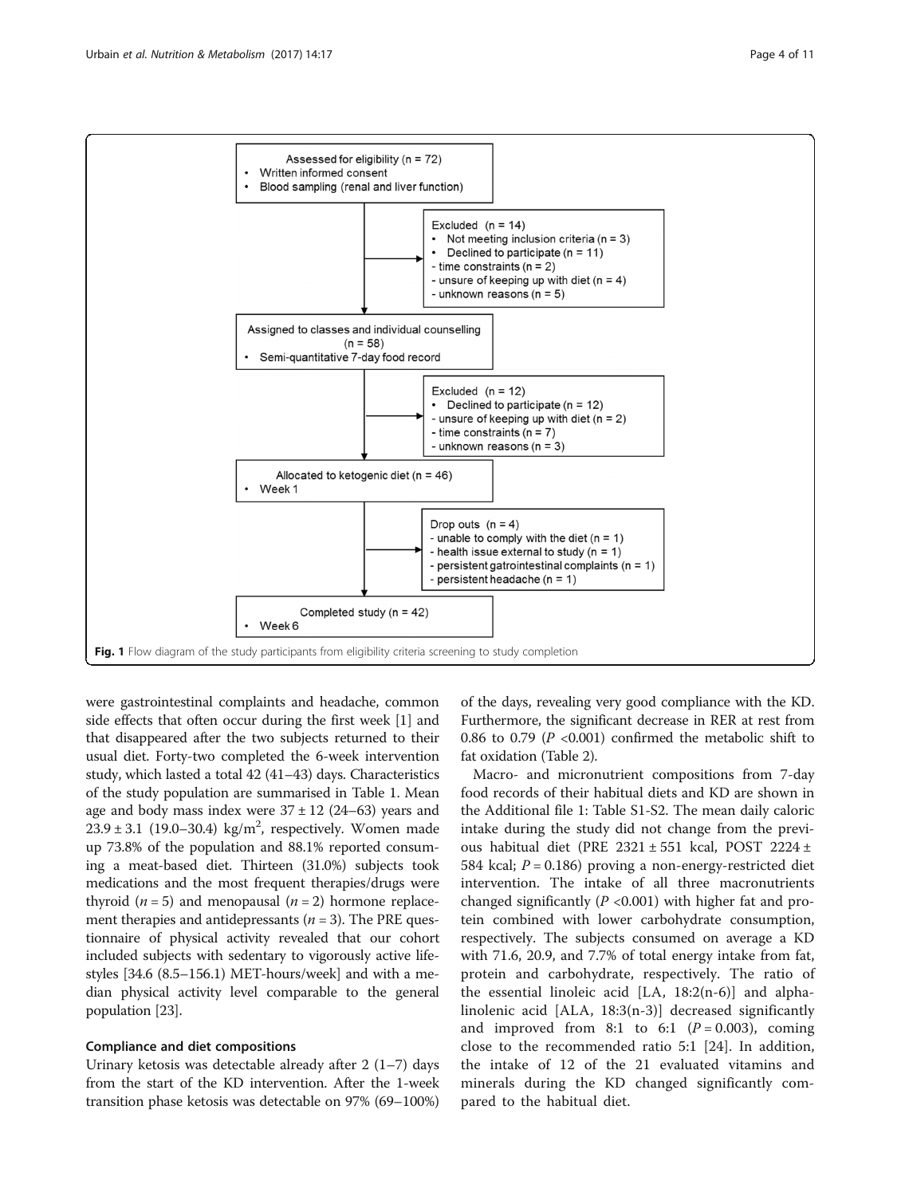Assessed for eligibility (n = 72)
- Written informed consent
- Blood sampling (renal and liver function)

Excluded (n = 14)
- Not meeting inclusion criteria (n = 3)
- Declined to participate (n = 11)
- time constraints (n = 2)
- unsure of keeping up with diet (n = 4)
- unknown reasons (n = 5)

Assigned to classes and individual counselling (n = 58)
- Semi-quantitative 7-day food record

Excluded (n = 12)
- Declined to participate (n = 12)
- unsure of keeping up with diet (n = 2)
- time constraints (n = 7)
- unknown reasons (n = 3)

Allocated to ketogenic diet (n = 46)
- Week 1

Drop outs (n = 4)
- unable to comply with the diet (n = 1)
- health issue external to study (n = 1)
- persistent gatrointestinal complaints (n = 1)
- persistent headache (n = 1)

Completed study (n = 42)
- Week 6

**Fig. 1** Flow diagram of the study participants from eligibility criteria screening to study completion

were gastrointestinal complaints and headache, common side effects that often occur during the first week [1] and that disappeared after the two subjects returned to their usual diet. Forty-two completed the 6-week intervention study, which lasted a total 42 (41–43) days. Characteristics of the study population are summarised in Table 1. Mean age and body mass index were 37 ± 12 (24–63) years and 23.9 ± 3.1 (19.0–30.4) $kg/m^2$, respectively. Women made up 73.8% of the population and 88.1% reported consuming a meat-based diet. Thirteen (31.0%) subjects took medications and the most frequent therapies/drugs were thyroid ($n = 5$) and menopausal ($n = 2$) hormone replacement therapies and antidepressants ($n = 3$). The PRE questionnaire of physical activity revealed that our cohort included subjects with sedentary to vigorously active lifestyles [34.6 (8.5–156.1) MET-hours/week] and with a median physical activity level comparable to the general population [23].

### Compliance and diet compositions

Urinary ketosis was detectable already after 2 (1–7) days from the start of the KD intervention. After the 1-week transition phase ketosis was detectable on 97% (69–100%) of the days, revealing very good compliance with the KD. Furthermore, the significant decrease in RER at rest from 0.86 to 0.79 ($P$ <0.001) confirmed the metabolic shift to fat oxidation (Table 2).

Macro- and micronutrient compositions from 7-day food records of their habitual diets and KD are shown in the Additional file 1: Table S1-S2. The mean daily caloric intake during the study did not change from the previous habitual diet (PRE 2321 ± 551 kcal, POST 2224 ± 584 kcal; $P = 0.186$) proving a non-energy-restricted diet intervention. The intake of all three macronutrients changed significantly ($P$ <0.001) with higher fat and protein combined with lower carbohydrate consumption, respectively. The subjects consumed on average a KD with 71.6, 20.9, and 7.7% of total energy intake from fat, protein and carbohydrate, respectively. The ratio of the essential linoleic acid [LA, 18:2(n-6)] and alpha-linolenic acid [ALA, 18:3(n-3)] decreased significantly and improved from 8:1 to 6:1 ($P = 0.003$), coming close to the recommended ratio 5:1 [24]. In addition, the intake of 12 of the 21 evaluated vitamins and minerals during the KD changed significantly compared to the habitual diet.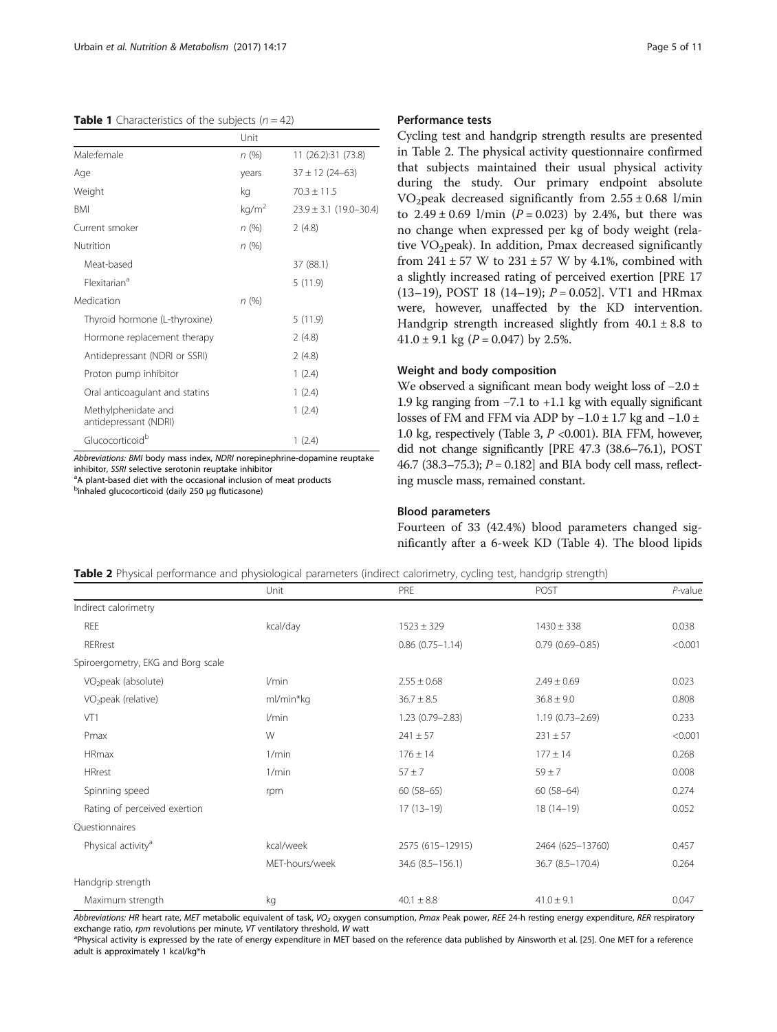**Table 1** Characteristics of the subjects ($n = 42$)

| | Unit | |
|---|---|---|
| Male:female | *n* (%) | 11 (26.2):31 (73.8) |
| Age | years | 37 ± 12 (24–63) |
| Weight | kg | 70.3 ± 11.5 |
| BMI | kg/m$^2$ | 23.9 ± 3.1 (19.0–30.4) |
| Current smoker | *n* (%) | 2 (4.8) |
| Nutrition | *n* (%) | |
| Meat-based | | 37 (88.1) |
| Flexitarian[a] | | 5 (11.9) |
| Medication | *n* (%) | |
| Thyroid hormone (L-thyroxine) | | 5 (11.9) |
| Hormone replacement therapy | | 2 (4.8) |
| Antidepressant (NDRI or SSRI) | | 2 (4.8) |
| Proton pump inhibitor | | 1 (2.4) |
| Oral anticoagulant and statins | | 1 (2.4) |
| Methylphenidate and antidepressant (NDRI) | | 1 (2.4) |
| Glucocorticoid[b] | | 1 (2.4) |

*Abbreviations: BMI* body mass index, *NDRI* norepinephrine-dopamine reuptake inhibitor, *SSRI* selective serotonin reuptake inhibitor
[a]A plant-based diet with the occasional inclusion of meat products
[b]inhaled glucocorticoid (daily 250 μg fluticasone)

### Performance tests

Cycling test and handgrip strength results are presented in Table 2. The physical activity questionnaire confirmed that subjects maintained their usual physical activity during the study. Our primary endpoint absolute $VO_2$peak decreased significantly from 2.55 ± 0.68 l/min to 2.49 ± 0.69 l/min ($P = 0.023$) by 2.4%, but there was no change when expressed per kg of body weight (relative $VO_2$peak). In addition, Pmax decreased significantly from 241 ± 57 W to 231 ± 57 W by 4.1%, combined with a slightly increased rating of perceived exertion [PRE 17 (13–19), POST 18 (14–19); $P = 0.052$]. VT1 and HRmax were, however, unaffected by the KD intervention. Handgrip strength increased slightly from 40.1 ± 8.8 to 41.0 ± 9.1 kg ($P = 0.047$) by 2.5%.

### Weight and body composition

We observed a significant mean body weight loss of −2.0 ± 1.9 kg ranging from −7.1 to +1.1 kg with equally significant losses of FM and FFM via ADP by −1.0 ± 1.7 kg and −1.0 ± 1.0 kg, respectively (Table 3, $P < 0.001$). BIA FFM, however, did not change significantly [PRE 47.3 (38.6–76.1), POST 46.7 (38.3–75.3); $P = 0.182$] and BIA body cell mass, reflecting muscle mass, remained constant.

### Blood parameters

Fourteen of 33 (42.4%) blood parameters changed significantly after a 6-week KD (Table 4). The blood lipids

**Table 2** Physical performance and physiological parameters (indirect calorimetry, cycling test, handgrip strength)

| | Unit | PRE | POST | *P*-value |
|---|---|---|---|---|
| Indirect calorimetry | | | | |
| REE | kcal/day | 1523 ± 329 | 1430 ± 338 | 0.038 |
| RERrest | | 0.86 (0.75–1.14) | 0.79 (0.69–0.85) | <0.001 |
| Spiroergometry, EKG and Borg scale | | | | |
| $VO_2$peak (absolute) | l/min | 2.55 ± 0.68 | 2.49 ± 0.69 | 0.023 |
| $VO_2$peak (relative) | ml/min*kg | 36.7 ± 8.5 | 36.8 ± 9.0 | 0.808 |
| VT1 | l/min | 1.23 (0.79–2.83) | 1.19 (0.73–2.69) | 0.233 |
| Pmax | W | 241 ± 57 | 231 ± 57 | <0.001 |
| HRmax | 1/min | 176 ± 14 | 177 ± 14 | 0.268 |
| HRrest | 1/min | 57 ± 7 | 59 ± 7 | 0.008 |
| Spinning speed | rpm | 60 (58–65) | 60 (58–64) | 0.274 |
| Rating of perceived exertion | | 17 (13–19) | 18 (14–19) | 0.052 |
| Questionnaires | | | | |
| Physical activity[a] | kcal/week | 2575 (615–12915) | 2464 (625–13760) | 0.457 |
| | MET-hours/week | 34.6 (8.5–156.1) | 36.7 (8.5–170.4) | 0.264 |
| Handgrip strength | | | | |
| Maximum strength | kg | 40.1 ± 8.8 | 41.0 ± 9.1 | 0.047 |

*Abbreviations: HR* heart rate, *MET* metabolic equivalent of task, *$VO_2$* oxygen consumption, *Pmax* Peak power, *REE* 24-h resting energy expenditure, *RER* respiratory exchange ratio, *rpm* revolutions per minute, *VT* ventilatory threshold, *W* watt
[a]Physical activity is expressed by the rate of energy expenditure in MET based on the reference data published by Ainsworth et al. [25]. One MET for a reference adult is approximately 1 kcal/kg*h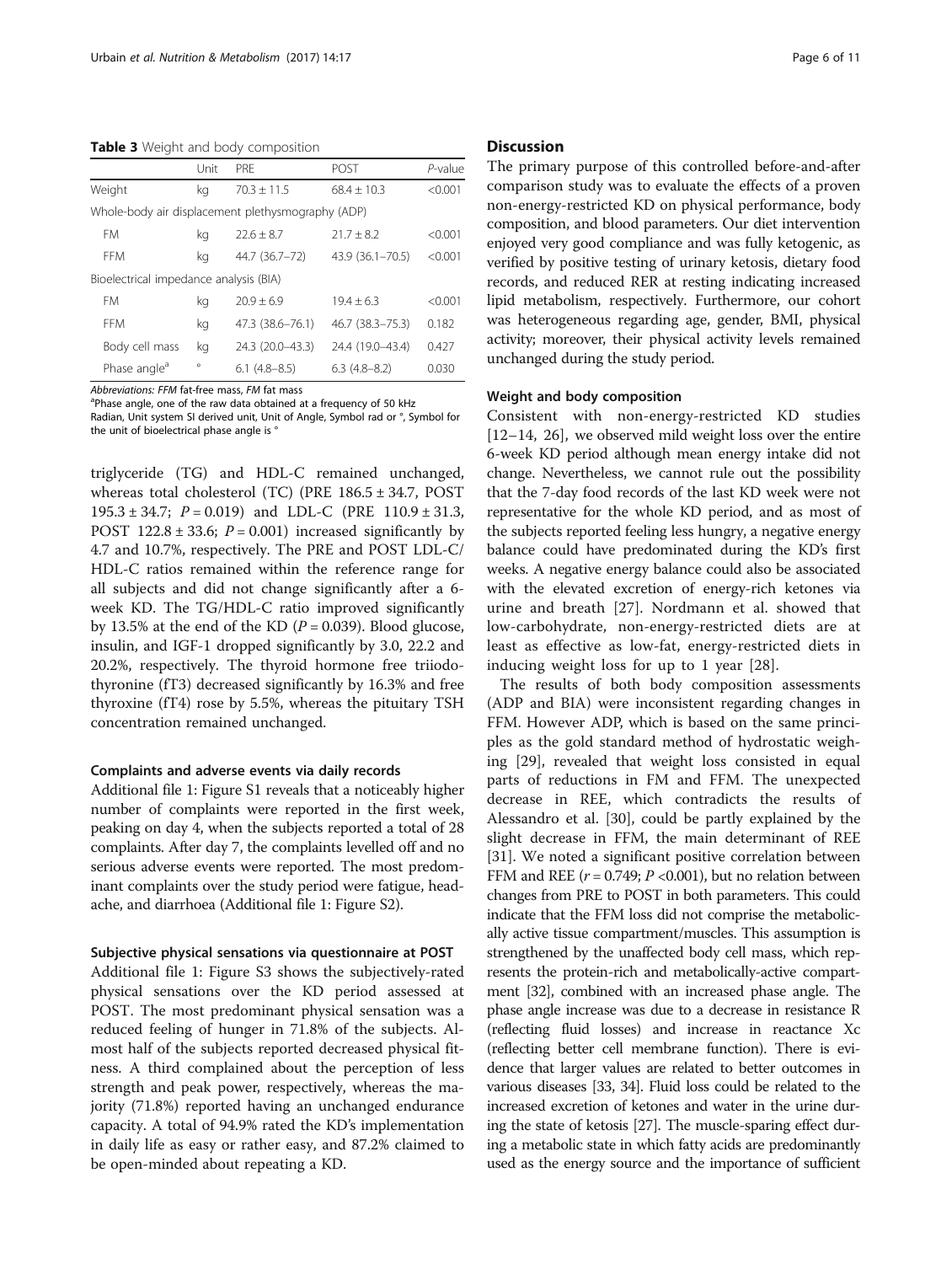**Table 3** Weight and body composition

| | Unit | PRE | POST | *P*-value |
|---|---|---|---|---|
| Weight | kg | 70.3 ± 11.5 | 68.4 ± 10.3 | <0.001 |
| Whole-body air displacement plethysmography (ADP) | | | | |
| FM | kg | 22.6 ± 8.7 | 21.7 ± 8.2 | <0.001 |
| FFM | kg | 44.7 (36.7–72) | 43.9 (36.1–70.5) | <0.001 |
| Bioelectrical impedance analysis (BIA) | | | | |
| FM | kg | 20.9 ± 6.9 | 19.4 ± 6.3 | <0.001 |
| FFM | kg | 47.3 (38.6–76.1) | 46.7 (38.3–75.3) | 0.182 |
| Body cell mass | kg | 24.3 (20.0–43.3) | 24.4 (19.0–43.4) | 0.427 |
| Phase angle[a] | ° | 6.1 (4.8–8.5) | 6.3 (4.8–8.2) | 0.030 |

*Abbreviations: FFM* fat-free mass, *FM* fat mass
[a]Phase angle, one of the raw data obtained at a frequency of 50 kHz
Radian, Unit system SI derived unit, Unit of Angle, Symbol rad or °, Symbol for the unit of bioelectrical phase angle is °

triglyceride (TG) and HDL-C remained unchanged, whereas total cholesterol (TC) (PRE 186.5 ± 34.7, POST 195.3 ± 34.7; $P = 0.019$) and LDL-C (PRE 110.9 ± 31.3, POST 122.8 ± 33.6; $P = 0.001$) increased significantly by 4.7 and 10.7%, respectively. The PRE and POST LDL-C/HDL-C ratios remained within the reference range for all subjects and did not change significantly after a 6-week KD. The TG/HDL-C ratio improved significantly by 13.5% at the end of the KD ($P = 0.039$). Blood glucose, insulin, and IGF-1 dropped significantly by 3.0, 22.2 and 20.2%, respectively. The thyroid hormone free triiodothyronine (fT3) decreased significantly by 16.3% and free thyroxine (fT4) rose by 5.5%, whereas the pituitary TSH concentration remained unchanged.

#### Complaints and adverse events via daily records

Additional file 1: Figure S1 reveals that a noticeably higher number of complaints were reported in the first week, peaking on day 4, when the subjects reported a total of 28 complaints. After day 7, the complaints levelled off and no serious adverse events were reported. The most predominant complaints over the study period were fatigue, headache, and diarrhoea (Additional file 1: Figure S2).

#### Subjective physical sensations via questionnaire at POST

Additional file 1: Figure S3 shows the subjectively-rated physical sensations over the KD period assessed at POST. The most predominant physical sensation was a reduced feeling of hunger in 71.8% of the subjects. Almost half of the subjects reported decreased physical fitness. A third complained about the perception of less strength and peak power, respectively, whereas the majority (71.8%) reported having an unchanged endurance capacity. A total of 94.9% rated the KD's implementation in daily life as easy or rather easy, and 87.2% claimed to be open-minded about repeating a KD.

## Discussion

The primary purpose of this controlled before-and-after comparison study was to evaluate the effects of a proven non-energy-restricted KD on physical performance, body composition, and blood parameters. Our diet intervention enjoyed very good compliance and was fully ketogenic, as verified by positive testing of urinary ketosis, dietary food records, and reduced RER at resting indicating increased lipid metabolism, respectively. Furthermore, our cohort was heterogeneous regarding age, gender, BMI, physical activity; moreover, their physical activity levels remained unchanged during the study period.

#### Weight and body composition

Consistent with non-energy-restricted KD studies [12–14, 26], we observed mild weight loss over the entire 6-week KD period although mean energy intake did not change. Nevertheless, we cannot rule out the possibility that the 7-day food records of the last KD week were not representative for the whole KD period, and as most of the subjects reported feeling less hungry, a negative energy balance could have predominated during the KD's first weeks. A negative energy balance could also be associated with the elevated excretion of energy-rich ketones via urine and breath [27]. Nordmann et al. showed that low-carbohydrate, non-energy-restricted diets are at least as effective as low-fat, energy-restricted diets in inducing weight loss for up to 1 year [28].

The results of both body composition assessments (ADP and BIA) were inconsistent regarding changes in FFM. However ADP, which is based on the same principles as the gold standard method of hydrostatic weighing [29], revealed that weight loss consisted in equal parts of reductions in FM and FFM. The unexpected decrease in REE, which contradicts the results of Alessandro et al. [30], could be partly explained by the slight decrease in FFM, the main determinant of REE [31]. We noted a significant positive correlation between FFM and REE ($r = 0.749$; $P < 0.001$), but no relation between changes from PRE to POST in both parameters. This could indicate that the FFM loss did not comprise the metabolically active tissue compartment/muscles. This assumption is strengthened by the unaffected body cell mass, which represents the protein-rich and metabolically-active compartment [32], combined with an increased phase angle. The phase angle increase was due to a decrease in resistance R (reflecting fluid losses) and increase in reactance Xc (reflecting better cell membrane function). There is evidence that larger values are related to better outcomes in various diseases [33, 34]. Fluid loss could be related to the increased excretion of ketones and water in the urine during the state of ketosis [27]. The muscle-sparing effect during a metabolic state in which fatty acids are predominantly used as the energy source and the importance of sufficient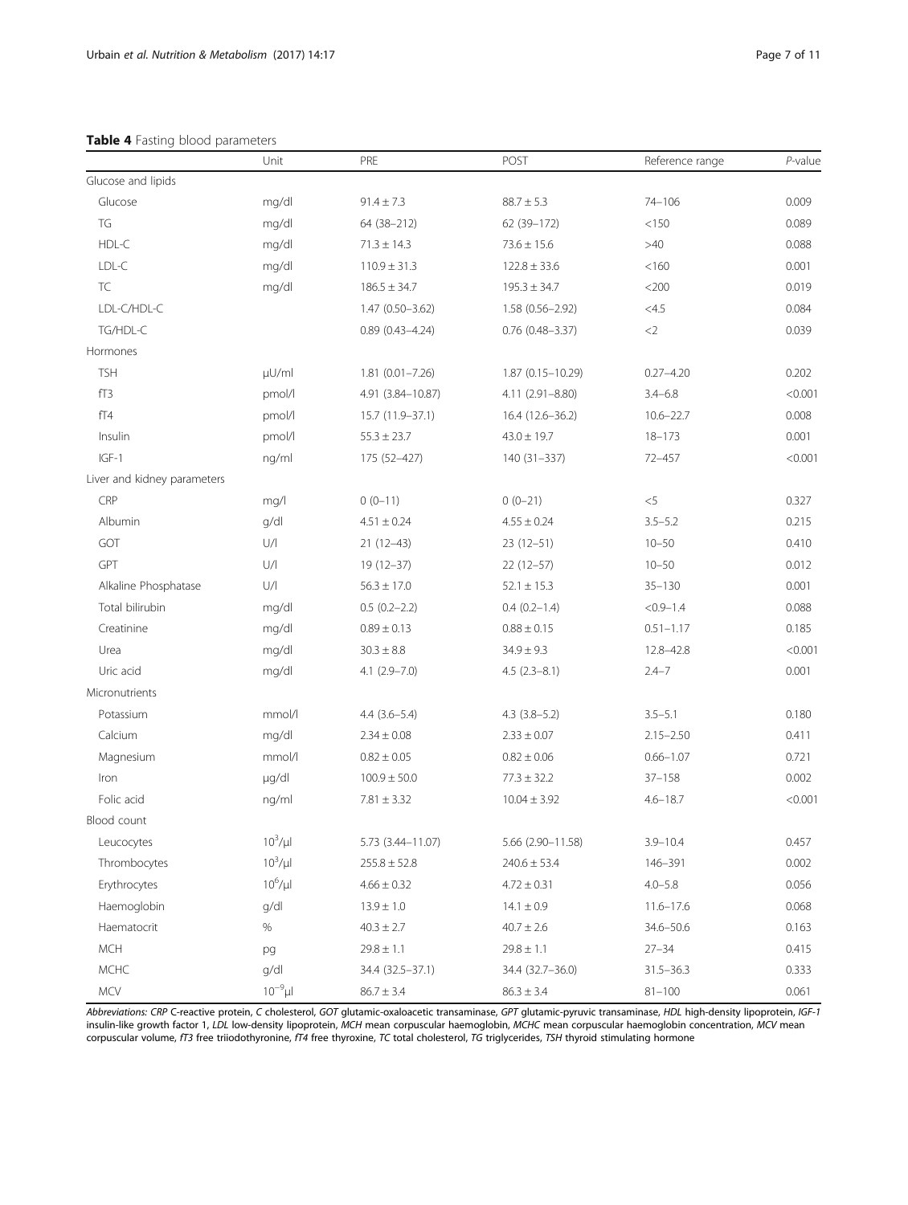**Table 4** Fasting blood parameters

| | Unit | PRE | POST | Reference range | *P*-value |
|---|---|---|---|---|---|
| Glucose and lipids | | | | | |
| Glucose | mg/dl | 91.4 ± 7.3 | 88.7 ± 5.3 | 74–106 | 0.009 |
| TG | mg/dl | 64 (38–212) | 62 (39–172) | <150 | 0.089 |
| HDL-C | mg/dl | 71.3 ± 14.3 | 73.6 ± 15.6 | >40 | 0.088 |
| LDL-C | mg/dl | 110.9 ± 31.3 | 122.8 ± 33.6 | <160 | 0.001 |
| TC | mg/dl | 186.5 ± 34.7 | 195.3 ± 34.7 | <200 | 0.019 |
| LDL-C/HDL-C | | 1.47 (0.50–3.62) | 1.58 (0.56–2.92) | <4.5 | 0.084 |
| TG/HDL-C | | 0.89 (0.43–4.24) | 0.76 (0.48–3.37) | <2 | 0.039 |
| Hormones | | | | | |
| TSH | µU/ml | 1.81 (0.01–7.26) | 1.87 (0.15–10.29) | 0.27–4.20 | 0.202 |
| fT3 | pmol/l | 4.91 (3.84–10.87) | 4.11 (2.91–8.80) | 3.4–6.8 | <0.001 |
| fT4 | pmol/l | 15.7 (11.9–37.1) | 16.4 (12.6–36.2) | 10.6–22.7 | 0.008 |
| Insulin | pmol/l | 55.3 ± 23.7 | 43.0 ± 19.7 | 18–173 | 0.001 |
| IGF-1 | ng/ml | 175 (52–427) | 140 (31–337) | 72–457 | <0.001 |
| Liver and kidney parameters | | | | | |
| CRP | mg/l | 0 (0–11) | 0 (0–21) | <5 | 0.327 |
| Albumin | g/dl | 4.51 ± 0.24 | 4.55 ± 0.24 | 3.5–5.2 | 0.215 |
| GOT | U/l | 21 (12–43) | 23 (12–51) | 10–50 | 0.410 |
| GPT | U/l | 19 (12–37) | 22 (12–57) | 10–50 | 0.012 |
| Alkaline Phosphatase | U/l | 56.3 ± 17.0 | 52.1 ± 15.3 | 35–130 | 0.001 |
| Total bilirubin | mg/dl | 0.5 (0.2–2.2) | 0.4 (0.2–1.4) | <0.9–1.4 | 0.088 |
| Creatinine | mg/dl | 0.89 ± 0.13 | 0.88 ± 0.15 | 0.51–1.17 | 0.185 |
| Urea | mg/dl | 30.3 ± 8.8 | 34.9 ± 9.3 | 12.8–42.8 | <0.001 |
| Uric acid | mg/dl | 4.1 (2.9–7.0) | 4.5 (2.3–8.1) | 2.4–7 | 0.001 |
| Micronutrients | | | | | |
| Potassium | mmol/l | 4.4 (3.6–5.4) | 4.3 (3.8–5.2) | 3.5–5.1 | 0.180 |
| Calcium | mg/dl | 2.34 ± 0.08 | 2.33 ± 0.07 | 2.15–2.50 | 0.411 |
| Magnesium | mmol/l | 0.82 ± 0.05 | 0.82 ± 0.06 | 0.66–1.07 | 0.721 |
| Iron | µg/dl | 100.9 ± 50.0 | 77.3 ± 32.2 | 37–158 | 0.002 |
| Folic acid | ng/ml | 7.81 ± 3.32 | 10.04 ± 3.92 | 4.6–18.7 | <0.001 |
| Blood count | | | | | |
| Leucocytes | $10^3$/µl | 5.73 (3.44–11.07) | 5.66 (2.90–11.58) | 3.9–10.4 | 0.457 |
| Thrombocytes | $10^3$/µl | 255.8 ± 52.8 | 240.6 ± 53.4 | 146–391 | 0.002 |
| Erythrocytes | $10^6$/µl | 4.66 ± 0.32 | 4.72 ± 0.31 | 4.0–5.8 | 0.056 |
| Haemoglobin | g/dl | 13.9 ± 1.0 | 14.1 ± 0.9 | 11.6–17.6 | 0.068 |
| Haematocrit | % | 40.3 ± 2.7 | 40.7 ± 2.6 | 34.6–50.6 | 0.163 |
| MCH | pg | 29.8 ± 1.1 | 29.8 ± 1.1 | 27–34 | 0.415 |
| MCHC | g/dl | 34.4 (32.5–37.1) | 34.4 (32.7–36.0) | 31.5–36.3 | 0.333 |
| MCV | $10^{-9}$µl | 86.7 ± 3.4 | 86.3 ± 3.4 | 81–100 | 0.061 |

*Abbreviations: CRP* C-reactive protein, *C* cholesterol, *GOT* glutamic-oxaloacetic transaminase, *GPT* glutamic-pyruvic transaminase, *HDL* high-density lipoprotein, *IGF-1* insulin-like growth factor 1, *LDL* low-density lipoprotein, *MCH* mean corpuscular haemoglobin, *MCHC* mean corpuscular haemoglobin concentration, *MCV* mean corpuscular volume, *fT3* free triiodothyronine, *fT4* free thyroxine, *TC* total cholesterol, *TG* triglycerides, *TSH* thyroid stimulating hormone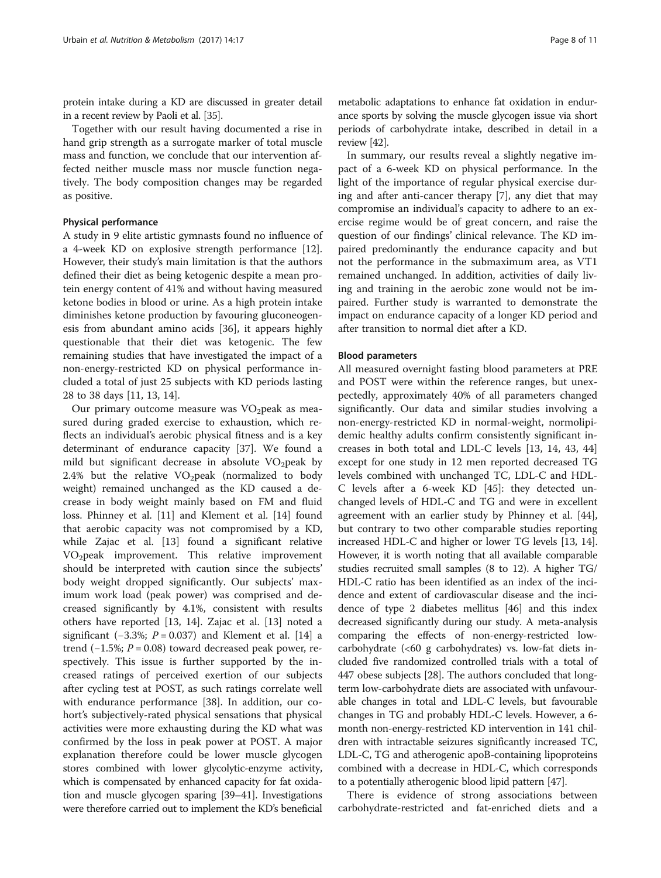protein intake during a KD are discussed in greater detail in a recent review by Paoli et al. [35].

Together with our result having documented a rise in hand grip strength as a surrogate marker of total muscle mass and function, we conclude that our intervention affected neither muscle mass nor muscle function negatively. The body composition changes may be regarded as positive.

### Physical performance

A study in 9 elite artistic gymnasts found no influence of a 4-week KD on explosive strength performance [12]. However, their study's main limitation is that the authors defined their diet as being ketogenic despite a mean protein energy content of 41% and without having measured ketone bodies in blood or urine. As a high protein intake diminishes ketone production by favouring gluconeogenesis from abundant amino acids [36], it appears highly questionable that their diet was ketogenic. The few remaining studies that have investigated the impact of a non-energy-restricted KD on physical performance included a total of just 25 subjects with KD periods lasting 28 to 38 days [11, 13, 14].

Our primary outcome measure was $VO_2$peak as measured during graded exercise to exhaustion, which reflects an individual's aerobic physical fitness and is a key determinant of endurance capacity [37]. We found a mild but significant decrease in absolute $VO_2$peak by 2.4% but the relative $VO_2$peak (normalized to body weight) remained unchanged as the KD caused a decrease in body weight mainly based on FM and fluid loss. Phinney et al. [11] and Klement et al. [14] found that aerobic capacity was not compromised by a KD, while Zajac et al. [13] found a significant relative $VO_2$peak improvement. This relative improvement should be interpreted with caution since the subjects' body weight dropped significantly. Our subjects' maximum work load (peak power) was comprised and decreased significantly by 4.1%, consistent with results others have reported [13, 14]. Zajac et al. [13] noted a significant (−3.3%; $P = 0.037$) and Klement et al. [14] a trend (−1.5%; $P = 0.08$) toward decreased peak power, respectively. This issue is further supported by the increased ratings of perceived exertion of our subjects after cycling test at POST, as such ratings correlate well with endurance performance [38]. In addition, our cohort's subjectively-rated physical sensations that physical activities were more exhausting during the KD what was confirmed by the loss in peak power at POST. A major explanation therefore could be lower muscle glycogen stores combined with lower glycolytic-enzyme activity, which is compensated by enhanced capacity for fat oxidation and muscle glycogen sparing [39–41]. Investigations were therefore carried out to implement the KD's beneficial metabolic adaptations to enhance fat oxidation in endurance sports by solving the muscle glycogen issue via short periods of carbohydrate intake, described in detail in a review [42].

In summary, our results reveal a slightly negative impact of a 6-week KD on physical performance. In the light of the importance of regular physical exercise during and after anti-cancer therapy [7], any diet that may compromise an individual's capacity to adhere to an exercise regime would be of great concern, and raise the question of our findings' clinical relevance. The KD impaired predominantly the endurance capacity and but not the performance in the submaximum area, as VT1 remained unchanged. In addition, activities of daily living and training in the aerobic zone would not be impaired. Further study is warranted to demonstrate the impact on endurance capacity of a longer KD period and after transition to normal diet after a KD.

### Blood parameters

All measured overnight fasting blood parameters at PRE and POST were within the reference ranges, but unexpectedly, approximately 40% of all parameters changed significantly. Our data and similar studies involving a non-energy-restricted KD in normal-weight, normolipidemic healthy adults confirm consistently significant increases in both total and LDL-C levels [13, 14, 43, 44] except for one study in 12 men reported decreased TG levels combined with unchanged TC, LDL-C and HDL-C levels after a 6-week KD [45]: they detected unchanged levels of HDL-C and TG and were in excellent agreement with an earlier study by Phinney et al. [44], but contrary to two other comparable studies reporting increased HDL-C and higher or lower TG levels [13, 14]. However, it is worth noting that all available comparable studies recruited small samples (8 to 12). A higher TG/HDL-C ratio has been identified as an index of the incidence and extent of cardiovascular disease and the incidence of type 2 diabetes mellitus [46] and this index decreased significantly during our study. A meta-analysis comparing the effects of non-energy-restricted low-carbohydrate (<60 g carbohydrates) vs. low-fat diets included five randomized controlled trials with a total of 447 obese subjects [28]. The authors concluded that long-term low-carbohydrate diets are associated with unfavourable changes in total and LDL-C levels, but favourable changes in TG and probably HDL-C levels. However, a 6-month non-energy-restricted KD intervention in 141 children with intractable seizures significantly increased TC, LDL-C, TG and atherogenic apoB-containing lipoproteins combined with a decrease in HDL-C, which corresponds to a potentially atherogenic blood lipid pattern [47].

There is evidence of strong associations between carbohydrate-restricted and fat-enriched diets and a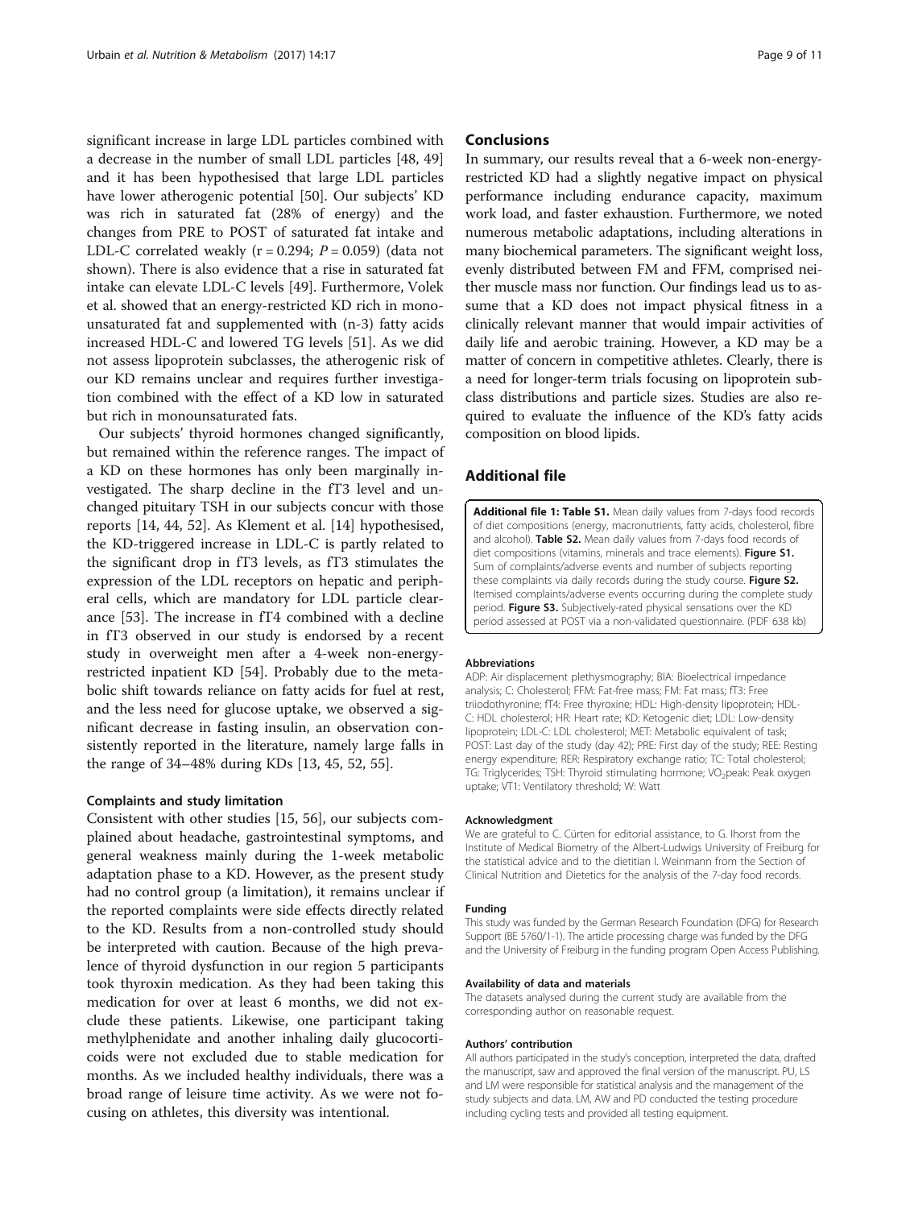significant increase in large LDL particles combined with a decrease in the number of small LDL particles [48, 49] and it has been hypothesised that large LDL particles have lower atherogenic potential [50]. Our subjects' KD was rich in saturated fat (28% of energy) and the changes from PRE to POST of saturated fat intake and LDL-C correlated weakly ($r = 0.294$; $P = 0.059$) (data not shown). There is also evidence that a rise in saturated fat intake can elevate LDL-C levels [49]. Furthermore, Volek et al. showed that an energy-restricted KD rich in monounsaturated fat and supplemented with (n-3) fatty acids increased HDL-C and lowered TG levels [51]. As we did not assess lipoprotein subclasses, the atherogenic risk of our KD remains unclear and requires further investigation combined with the effect of a KD low in saturated but rich in monounsaturated fats.

Our subjects' thyroid hormones changed significantly, but remained within the reference ranges. The impact of a KD on these hormones has only been marginally investigated. The sharp decline in the fT3 level and unchanged pituitary TSH in our subjects concur with those reports [14, 44, 52]. As Klement et al. [14] hypothesised, the KD-triggered increase in LDL-C is partly related to the significant drop in fT3 levels, as fT3 stimulates the expression of the LDL receptors on hepatic and peripheral cells, which are mandatory for LDL particle clearance [53]. The increase in fT4 combined with a decline in fT3 observed in our study is endorsed by a recent study in overweight men after a 4-week non-energy-restricted inpatient KD [54]. Probably due to the metabolic shift towards reliance on fatty acids for fuel at rest, and the less need for glucose uptake, we observed a significant decrease in fasting insulin, an observation consistently reported in the literature, namely large falls in the range of 34–48% during KDs [13, 45, 52, 55].

### Complaints and study limitation

Consistent with other studies [15, 56], our subjects complained about headache, gastrointestinal symptoms, and general weakness mainly during the 1-week metabolic adaptation phase to a KD. However, as the present study had no control group (a limitation), it remains unclear if the reported complaints were side effects directly related to the KD. Results from a non-controlled study should be interpreted with caution. Because of the high prevalence of thyroid dysfunction in our region 5 participants took thyroxin medication. As they had been taking this medication for over at least 6 months, we did not exclude these patients. Likewise, one participant taking methylphenidate and another inhaling daily glucocorticoids were not excluded due to stable medication for months. As we included healthy individuals, there was a broad range of leisure time activity. As we were not focusing on athletes, this diversity was intentional.

## Conclusions

In summary, our results reveal that a 6-week non-energy-restricted KD had a slightly negative impact on physical performance including endurance capacity, maximum work load, and faster exhaustion. Furthermore, we noted numerous metabolic adaptations, including alterations in many biochemical parameters. The significant weight loss, evenly distributed between FM and FFM, comprised neither muscle mass nor function. Our findings lead us to assume that a KD does not impact physical fitness in a clinically relevant manner that would impair activities of daily life and aerobic training. However, a KD may be a matter of concern in competitive athletes. Clearly, there is a need for longer-term trials focusing on lipoprotein subclass distributions and particle sizes. Studies are also required to evaluate the influence of the KD's fatty acids composition on blood lipids.

## Additional file

**Additional file 1: Table S1.** Mean daily values from 7-days food records of diet compositions (energy, macronutrients, fatty acids, cholesterol, fibre and alcohol). **Table S2.** Mean daily values from 7-days food records of diet compositions (vitamins, minerals and trace elements). **Figure S1.** Sum of complaints/adverse events and number of subjects reporting these complaints via daily records during the study course. **Figure S2.** Itemised complaints/adverse events occurring during the complete study period. **Figure S3.** Subjectively-rated physical sensations over the KD period assessed at POST via a non-validated questionnaire. (PDF 638 kb)

#### Abbreviations

ADP: Air displacement plethysmography; BIA: Bioelectrical impedance analysis; C: Cholesterol; FFM: Fat-free mass; FM: Fat mass; fT3: Free triiodothyronine; fT4: Free thyroxine; HDL: High-density lipoprotein; HDL-C: HDL cholesterol; HR: Heart rate; KD: Ketogenic diet; LDL: Low-density lipoprotein; LDL-C: LDL cholesterol; MET: Metabolic equivalent of task; POST: Last day of the study (day 42); PRE: First day of the study; REE: Resting energy expenditure; RER: Respiratory exchange ratio; TC: Total cholesterol; TG: Triglycerides; TSH: Thyroid stimulating hormone; $VO_2$peak: Peak oxygen uptake; VT1: Ventilatory threshold; W: Watt

#### Acknowledgment

We are grateful to C. Cürten for editorial assistance, to G. Ihorst from the Institute of Medical Biometry of the Albert-Ludwigs University of Freiburg for the statistical advice and to the dietitian I. Weinmann from the Section of Clinical Nutrition and Dietetics for the analysis of the 7-day food records.

#### Funding

This study was funded by the German Research Foundation (DFG) for Research Support (BE 5760/1-1). The article processing charge was funded by the DFG and the University of Freiburg in the funding program Open Access Publishing.

#### Availability of data and materials

The datasets analysed during the current study are available from the corresponding author on reasonable request.

#### Authors' contribution

All authors participated in the study's conception, interpreted the data, drafted the manuscript, saw and approved the final version of the manuscript. PU, LS and LM were responsible for statistical analysis and the management of the study subjects and data. LM, AW and PD conducted the testing procedure including cycling tests and provided all testing equipment.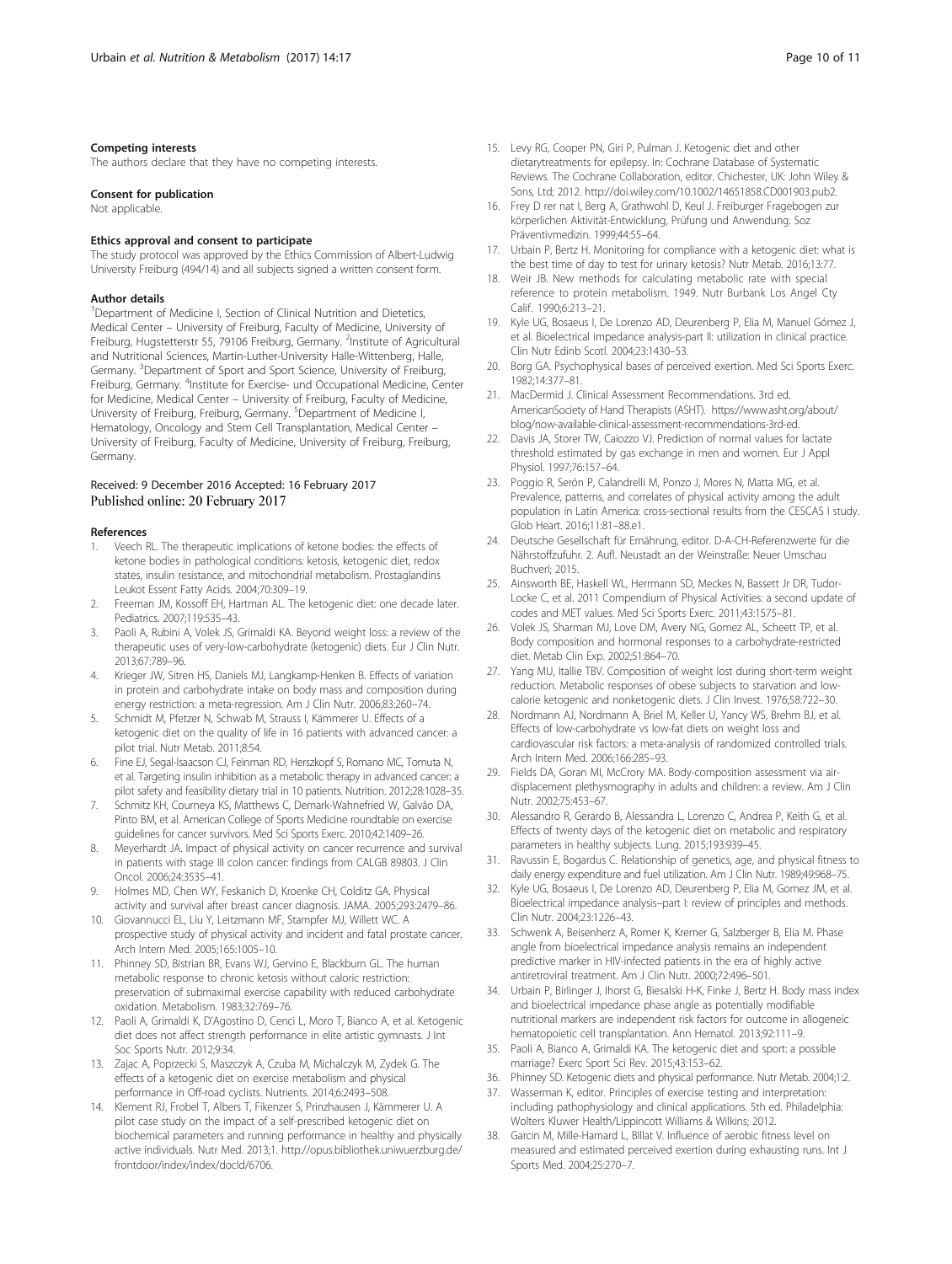#### Competing interests

The authors declare that they have no competing interests.

#### Consent for publication

Not applicable.

#### Ethics approval and consent to participate

The study protocol was approved by the Ethics Commission of Albert-Ludwig University Freiburg (494/14) and all subjects signed a written consent form.

#### Author details

[1]Department of Medicine I, Section of Clinical Nutrition and Dietetics, Medical Center – University of Freiburg, Faculty of Medicine, University of Freiburg, Hugstetterstr 55, 79106 Freiburg, Germany. [2]Institute of Agricultural and Nutritional Sciences, Martin-Luther-University Halle-Wittenberg, Halle, Germany. [3]Department of Sport and Sport Science, University of Freiburg, Freiburg, Germany. [4]Institute for Exercise- und Occupational Medicine, Center for Medicine, Medical Center – University of Freiburg, Faculty of Medicine, University of Freiburg, Freiburg, Germany. [5]Department of Medicine I, Hematology, Oncology and Stem Cell Transplantation, Medical Center – University of Freiburg, Faculty of Medicine, University of Freiburg, Freiburg, Germany.

Received: 9 December 2016 Accepted: 16 February 2017
Published online: 20 February 2017

#### References

1. Veech RL. The therapeutic implications of ketone bodies: the effects of ketone bodies in pathological conditions: ketosis, ketogenic diet, redox states, insulin resistance, and mitochondrial metabolism. Prostaglandins Leukot Essent Fatty Acids. 2004;70:309–19.
2. Freeman JM, Kossoff EH, Hartman AL. The ketogenic diet: one decade later. Pediatrics. 2007;119:535–43.
3. Paoli A, Rubini A, Volek JS, Grimaldi KA. Beyond weight loss: a review of the therapeutic uses of very-low-carbohydrate (ketogenic) diets. Eur J Clin Nutr. 2013;67:789–96.
4. Krieger JW, Sitren HS, Daniels MJ, Langkamp-Henken B. Effects of variation in protein and carbohydrate intake on body mass and composition during energy restriction: a meta-regression. Am J Clin Nutr. 2006;83:260–74.
5. Schmidt M, Pfetzer N, Schwab M, Strauss I, Kämmerer U. Effects of a ketogenic diet on the quality of life in 16 patients with advanced cancer: a pilot trial. Nutr Metab. 2011;8:54.
6. Fine EJ, Segal-Isaacson CJ, Feinman RD, Herszkopf S, Romano MC, Tomuta N, et al. Targeting insulin inhibition as a metabolic therapy in advanced cancer: a pilot safety and feasibility dietary trial in 10 patients. Nutrition. 2012;28:1028–35.
7. Schmitz KH, Courneya KS, Matthews C, Demark-Wahnefried W, Galvão DA, Pinto BM, et al. American College of Sports Medicine roundtable on exercise guidelines for cancer survivors. Med Sci Sports Exerc. 2010;42:1409–26.
8. Meyerhardt JA. Impact of physical activity on cancer recurrence and survival in patients with stage III colon cancer: findings from CALGB 89803. J Clin Oncol. 2006;24:3535–41.
9. Holmes MD, Chen WY, Feskanich D, Kroenke CH, Colditz GA. Physical activity and survival after breast cancer diagnosis. JAMA. 2005;293:2479–86.
10. Giovannucci EL, Liu Y, Leitzmann MF, Stampfer MJ, Willett WC. A prospective study of physical activity and incident and fatal prostate cancer. Arch Intern Med. 2005;165:1005–10.
11. Phinney SD, Bistrian BR, Evans WJ, Gervino E, Blackburn GL. The human metabolic response to chronic ketosis without caloric restriction: preservation of submaximal exercise capability with reduced carbohydrate oxidation. Metabolism. 1983;32:769–76.
12. Paoli A, Grimaldi K, D'Agostino D, Cenci L, Moro T, Bianco A, et al. Ketogenic diet does not affect strength performance in elite artistic gymnasts. J Int Soc Sports Nutr. 2012;9:34.
13. Zajac A, Poprzecki S, Maszczyk A, Czuba M, Michalczyk M, Zydek G. The effects of a ketogenic diet on exercise metabolism and physical performance in Off-road cyclists. Nutrients. 2014;6:2493–508.
14. Klement RJ, Frobel T, Albers T, Fikenzer S, Prinzhausen J, Kämmerer U. A pilot case study on the impact of a self-prescribed ketogenic diet on biochemical parameters and running performance in healthy and physically active individuals. Nutr Med. 2013;1. http://opus.bibliothek.uniwuerzburg.de/frontdoor/index/index/docId/6706.
15. Levy RG, Cooper PN, Giri P, Pulman J. Ketogenic diet and other dietarytreatments for epilepsy. In: Cochrane Database of Systematic Reviews. The Cochrane Collaboration, editor. Chichester, UK: John Wiley & Sons, Ltd; 2012. http://doi.wiley.com/10.1002/14651858.CD001903.pub2.
16. Frey D rer nat I, Berg A, Grathwohl D, Keul J. Freiburger Fragebogen zur körperlichen Aktivität-Entwicklung, Prüfung und Anwendung. Soz Präventivmedizin. 1999;44:55–64.
17. Urbain P, Bertz H. Monitoring for compliance with a ketogenic diet: what is the best time of day to test for urinary ketosis? Nutr Metab. 2016;13:77.
18. Weir JB. New methods for calculating metabolic rate with special reference to protein metabolism. 1949. Nutr Burbank Los Angel Cty Calif. 1990;6:213–21.
19. Kyle UG, Bosaeus I, De Lorenzo AD, Deurenberg P, Elia M, Manuel Gómez J, et al. Bioelectrical impedance analysis-part II: utilization in clinical practice. Clin Nutr Edinb Scotl. 2004;23:1430–53.
20. Borg GA. Psychophysical bases of perceived exertion. Med Sci Sports Exerc. 1982;14:377–81.
21. MacDermid J. Clinical Assessment Recommendations. 3rd ed. AmericanSociety of Hand Therapists (ASHT). https://www.asht.org/about/blog/now-available-clinical-assessment-recommendations-3rd-ed.
22. Davis JA, Storer TW, Caiozzo VJ. Prediction of normal values for lactate threshold estimated by gas exchange in men and women. Eur J Appl Physiol. 1997;76:157–64.
23. Poggio R, Serón P, Calandrelli M, Ponzo J, Mores N, Matta MG, et al. Prevalence, patterns, and correlates of physical activity among the adult population in Latin America: cross-sectional results from the CESCAS I study. Glob Heart. 2016;11:81–88.e1.
24. Deutsche Gesellschaft für Ernährung, editor. D-A-CH-Referenzwerte für die Nährstoffzufuhr. 2. Aufl. Neustadt an der Weinstraße: Neuer Umschau Buchverl; 2015.
25. Ainsworth BE, Haskell WL, Herrmann SD, Meckes N, Bassett Jr DR, Tudor-Locke C, et al. 2011 Compendium of Physical Activities: a second update of codes and MET values. Med Sci Sports Exerc. 2011;43:1575–81.
26. Volek JS, Sharman MJ, Love DM, Avery NG, Gomez AL, Scheett TP, et al. Body composition and hormonal responses to a carbohydrate-restricted diet. Metab Clin Exp. 2002;51:864–70.
27. Yang MU, Itallie TBV. Composition of weight lost during short-term weight reduction. Metabolic responses of obese subjects to starvation and low-calorie ketogenic and nonketogenic diets. J Clin Invest. 1976;58:722–30.
28. Nordmann AJ, Nordmann A, Briel M, Keller U, Yancy WS, Brehm BJ, et al. Effects of low-carbohydrate vs low-fat diets on weight loss and cardiovascular risk factors: a meta-analysis of randomized controlled trials. Arch Intern Med. 2006;166:285–93.
29. Fields DA, Goran MI, McCrory MA. Body-composition assessment via air-displacement plethysmography in adults and children: a review. Am J Clin Nutr. 2002;75:453–67.
30. Alessandro R, Gerardo B, Alessandra L, Lorenzo C, Andrea P, Keith G, et al. Effects of twenty days of the ketogenic diet on metabolic and respiratory parameters in healthy subjects. Lung. 2015;193:939–45.
31. Ravussin E, Bogardus C. Relationship of genetics, age, and physical fitness to daily energy expenditure and fuel utilization. Am J Clin Nutr. 1989;49:968–75.
32. Kyle UG, Bosaeus I, De Lorenzo AD, Deurenberg P, Elia M, Gomez JM, et al. Bioelectrical impedance analysis–part I: review of principles and methods. Clin Nutr. 2004;23:1226–43.
33. Schwenk A, Beisenherz A, Romer K, Kremer G, Salzberger B, Elia M. Phase angle from bioelectrical impedance analysis remains an independent predictive marker in HIV-infected patients in the era of highly active antiretroviral treatment. Am J Clin Nutr. 2000;72:496–501.
34. Urbain P, Birlinger J, Ihorst G, Biesalski H-K, Finke J, Bertz H. Body mass index and bioelectrical impedance phase angle as potentially modifiable nutritional markers are independent risk factors for outcome in allogeneic hematopoietic cell transplantation. Ann Hematol. 2013;92:111–9.
35. Paoli A, Bianco A, Grimaldi KA. The ketogenic diet and sport: a possible marriage? Exerc Sport Sci Rev. 2015;43:153–62.
36. Phinney SD. Ketogenic diets and physical performance. Nutr Metab. 2004;1:2.
37. Wasserman K, editor. Principles of exercise testing and interpretation: including pathophysiology and clinical applications. 5th ed. Philadelphia: Wolters Kluwer Health/Lippincott Williams & Wilkins; 2012.
38. Garcin M, Mille-Hamard L, Billat V. Influence of aerobic fitness level on measured and estimated perceived exertion during exhausting runs. Int J Sports Med. 2004;25:270–7.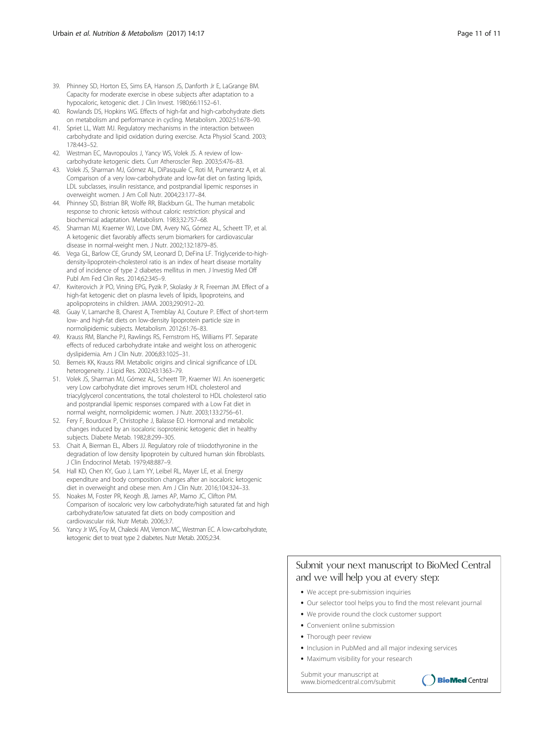39. Phinney SD, Horton ES, Sims EA, Hanson JS, Danforth Jr E, LaGrange BM. Capacity for moderate exercise in obese subjects after adaptation to a hypocaloric, ketogenic diet. J Clin Invest. 1980;66:1152–61.
40. Rowlands DS, Hopkins WG. Effects of high-fat and high-carbohydrate diets on metabolism and performance in cycling. Metabolism. 2002;51:678–90.
41. Spriet LL, Watt MJ. Regulatory mechanisms in the interaction between carbohydrate and lipid oxidation during exercise. Acta Physiol Scand. 2003; 178:443–52.
42. Westman EC, Mavropoulos J, Yancy WS, Volek JS. A review of low-carbohydrate ketogenic diets. Curr Atheroscler Rep. 2003;5:476–83.
43. Volek JS, Sharman MJ, Gómez AL, DiPasquale C, Roti M, Pumerantz A, et al. Comparison of a very low-carbohydrate and low-fat diet on fasting lipids, LDL subclasses, insulin resistance, and postprandial lipemic responses in overweight women. J Am Coll Nutr. 2004;23:177–84.
44. Phinney SD, Bistrian BR, Wolfe RR, Blackburn GL. The human metabolic response to chronic ketosis without caloric restriction: physical and biochemical adaptation. Metabolism. 1983;32:757–68.
45. Sharman MJ, Kraemer WJ, Love DM, Avery NG, Gómez AL, Scheett TP, et al. A ketogenic diet favorably affects serum biomarkers for cardiovascular disease in normal-weight men. J Nutr. 2002;132:1879–85.
46. Vega GL, Barlow CE, Grundy SM, Leonard D, DeFina LF. Triglyceride-to-high-density-lipoprotein-cholesterol ratio is an index of heart disease mortality and of incidence of type 2 diabetes mellitus in men. J Investig Med Off Publ Am Fed Clin Res. 2014;62:345–9.
47. Kwiterovich Jr PO, Vining EPG, Pyzik P, Skolasky Jr R, Freeman JM. Effect of a high-fat ketogenic diet on plasma levels of lipids, lipoproteins, and apolipoproteins in children. JAMA. 2003;290:912–20.
48. Guay V, Lamarche B, Charest A, Tremblay AJ, Couture P. Effect of short-term low- and high-fat diets on low-density lipoprotein particle size in normolipidemic subjects. Metabolism. 2012;61:76–83.
49. Krauss RM, Blanche PJ, Rawlings RS, Fernstrom HS, Williams PT. Separate effects of reduced carbohydrate intake and weight loss on atherogenic dyslipidemia. Am J Clin Nutr. 2006;83:1025–31.
50. Berneis KK, Krauss RM. Metabolic origins and clinical significance of LDL heterogeneity. J Lipid Res. 2002;43:1363–79.
51. Volek JS, Sharman MJ, Gómez AL, Scheett TP, Kraemer WJ. An isoenergetic very Low carbohydrate diet improves serum HDL cholesterol and triacylglycerol concentrations, the total cholesterol to HDL cholesterol ratio and postprandial lipemic responses compared with a Low Fat diet in normal weight, normolipidemic women. J Nutr. 2003;133:2756–61.
52. Fery F, Bourdoux P, Christophe J, Balasse EO. Hormonal and metabolic changes induced by an isocaloric isoproteinic ketogenic diet in healthy subjects. Diabete Metab. 1982;8:299–305.
53. Chait A, Bierman EL, Albers JJ. Regulatory role of triiodothyronine in the degradation of low density lipoprotein by cultured human skin fibroblasts. J Clin Endocrinol Metab. 1979;48:887–9.
54. Hall KD, Chen KY, Guo J, Lam YY, Leibel RL, Mayer LE, et al. Energy expenditure and body composition changes after an isocaloric ketogenic diet in overweight and obese men. Am J Clin Nutr. 2016;104:324–33.
55. Noakes M, Foster PR, Keogh JB, James AP, Mamo JC, Clifton PM. Comparison of isocaloric very low carbohydrate/high saturated fat and high carbohydrate/low saturated fat diets on body composition and cardiovascular risk. Nutr Metab. 2006;3:7.
56. Yancy Jr WS, Foy M, Chalecki AM, Vernon MC, Westman EC. A low-carbohydrate, ketogenic diet to treat type 2 diabetes. Nutr Metab. 2005;2:34.

Submit your next manuscript to BioMed Central and we will help you at every step:

- We accept pre-submission inquiries
- Our selector tool helps you to find the most relevant journal
- We provide round the clock customer support
- Convenient online submission
- Thorough peer review
- Inclusion in PubMed and all major indexing services
- Maximum visibility for your research

Submit your manuscript at www.biomedcentral.com/submit

BioMed Central